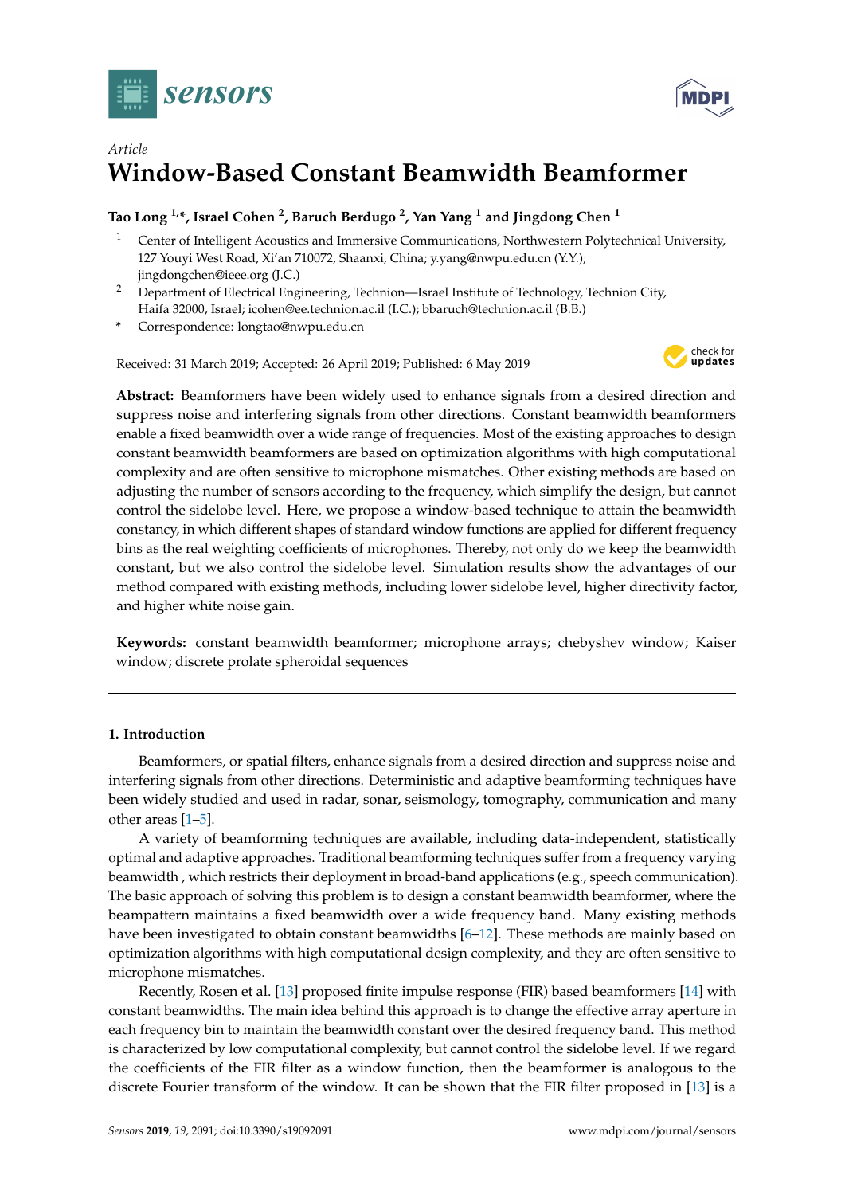*Article*

# Window-Based Constant Beamwidth Beamformer

**Tao Long [1,*], Israel Cohen [2], Baruch Berdugo [2], Yan Yang [1] and Jingdong Chen [1]**

1. Center of Intelligent Acoustics and Immersive Communications, Northwestern Polytechnical University, 127 Youyi West Road, Xi'an 710072, Shaanxi, China; y.yang@nwpu.edu.cn (Y.Y.); jingdongchen@ieee.org (J.C.)
2. Department of Electrical Engineering, Technion—Israel Institute of Technology, Technion City, Haifa 32000, Israel; icohen@ee.technion.ac.il (I.C.); bbaruch@technion.ac.il (B.B.)

\* Correspondence: longtao@nwpu.edu.cn

Received: 31 March 2019; Accepted: 26 April 2019; Published: 6 May 2019

**Abstract:** Beamformers have been widely used to enhance signals from a desired direction and suppress noise and interfering signals from other directions. Constant beamwidth beamformers enable a fixed beamwidth over a wide range of frequencies. Most of the existing approaches to design constant beamwidth beamformers are based on optimization algorithms with high computational complexity and are often sensitive to microphone mismatches. Other existing methods are based on adjusting the number of sensors according to the frequency, which simplify the design, but cannot control the sidelobe level. Here, we propose a window-based technique to attain the beamwidth constancy, in which different shapes of standard window functions are applied for different frequency bins as the real weighting coefficients of microphones. Thereby, not only do we keep the beamwidth constant, but we also control the sidelobe level. Simulation results show the advantages of our method compared with existing methods, including lower sidelobe level, higher directivity factor, and higher white noise gain.

**Keywords:** constant beamwidth beamformer; microphone arrays; chebyshev window; Kaiser window; discrete prolate spheroidal sequences

## 1. Introduction

Beamformers, or spatial filters, enhance signals from a desired direction and suppress noise and interfering signals from other directions. Deterministic and adaptive beamforming techniques have been widely studied and used in radar, sonar, seismology, tomography, communication and many other areas [1–5].

A variety of beamforming techniques are available, including data-independent, statistically optimal and adaptive approaches. Traditional beamforming techniques suffer from a frequency varying beamwidth , which restricts their deployment in broad-band applications (e.g., speech communication). The basic approach of solving this problem is to design a constant beamwidth beamformer, where the beampattern maintains a fixed beamwidth over a wide frequency band. Many existing methods have been investigated to obtain constant beamwidths [6–12]. These methods are mainly based on optimization algorithms with high computational design complexity, and they are often sensitive to microphone mismatches.

Recently, Rosen et al. [13] proposed finite impulse response (FIR) based beamformers [14] with constant beamwidths. The main idea behind this approach is to change the effective array aperture in each frequency bin to maintain the beamwidth constant over the desired frequency band. This method is characterized by low computational complexity, but cannot control the sidelobe level. If we regard the coefficients of the FIR filter as a window function, then the beamformer is analogous to the discrete Fourier transform of the window. It can be shown that the FIR filter proposed in [13] is a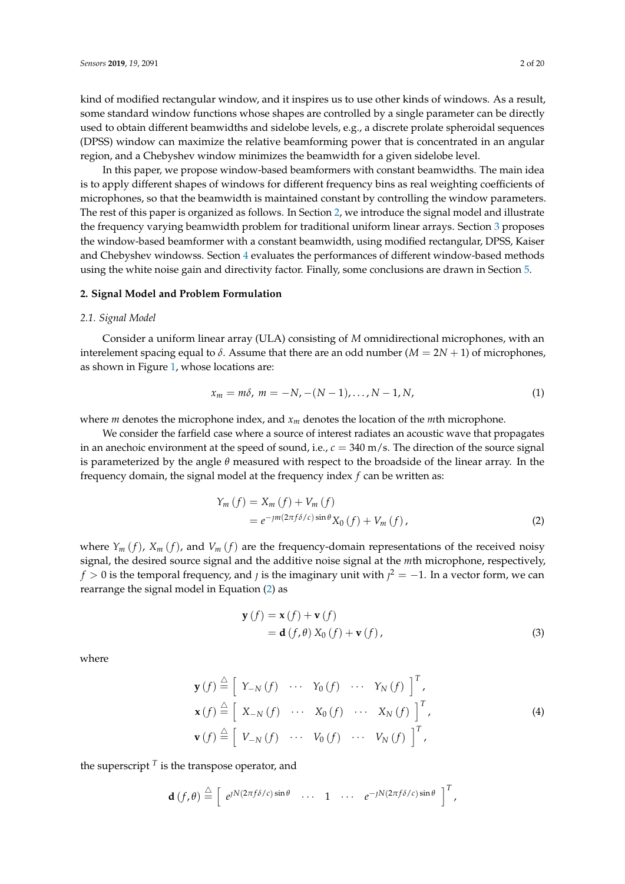kind of modified rectangular window, and it inspires us to use other kinds of windows. As a result, some standard window functions whose shapes are controlled by a single parameter can be directly used to obtain different beamwidths and sidelobe levels, e.g., a discrete prolate spheroidal sequences (DPSS) window can maximize the relative beamforming power that is concentrated in an angular region, and a Chebyshev window minimizes the beamwidth for a given sidelobe level.

In this paper, we propose window-based beamformers with constant beamwidths. The main idea is to apply different shapes of windows for different frequency bins as real weighting coefficients of microphones, so that the beamwidth is maintained constant by controlling the window parameters. The rest of this paper is organized as follows. In Section 2, we introduce the signal model and illustrate the frequency varying beamwidth problem for traditional uniform linear arrays. Section 3 proposes the window-based beamformer with a constant beamwidth, using modified rectangular, DPSS, Kaiser and Chebyshev windowss. Section 4 evaluates the performances of different window-based methods using the white noise gain and directivity factor. Finally, some conclusions are drawn in Section 5.

## 2. Signal Model and Problem Formulation

### *2.1. Signal Model*

Consider a uniform linear array (ULA) consisting of $M$ omnidirectional microphones, with an interelement spacing equal to $\delta$. Assume that there are an odd number ($M = 2N + 1$) of microphones, as shown in Figure 1, whose locations are:

$$x_m = m\delta,\ m = -N, -(N-1), \ldots, N-1, N, \tag{1}$$

where $m$ denotes the microphone index, and $x_m$ denotes the location of the $m$th microphone.

We consider the farfield case where a source of interest radiates an acoustic wave that propagates in an anechoic environment at the speed of sound, i.e., $c = 340$ m/s. The direction of the source signal is parameterized by the angle $\theta$ measured with respect to the broadside of the linear array. In the frequency domain, the signal model at the frequency index $f$ can be written as:

$$\begin{aligned} Y_m(f) &= X_m(f) + V_m(f) \\ &= e^{-\jmath m (2\pi f \delta / c)\sin\theta} X_0(f) + V_m(f), \end{aligned} \tag{2}$$

where $Y_m(f)$, $X_m(f)$, and $V_m(f)$ are the frequency-domain representations of the received noisy signal, the desired source signal and the additive noise signal at the $m$th microphone, respectively, $f > 0$ is the temporal frequency, and $\jmath$ is the imaginary unit with $\jmath^2 = -1$. In a vector form, we can rearrange the signal model in Equation (2) as

$$\begin{aligned} \mathbf{y}(f) &= \mathbf{x}(f) + \mathbf{v}(f) \\ &= \mathbf{d}(f,\theta) X_0(f) + \mathbf{v}(f), \end{aligned} \tag{3}$$

where

$$\begin{aligned} \mathbf{y}(f) &\triangleq \begin{bmatrix} Y_{-N}(f) & \cdots & Y_0(f) & \cdots & Y_N(f) \end{bmatrix}^T, \\ \mathbf{x}(f) &\triangleq \begin{bmatrix} X_{-N}(f) & \cdots & X_0(f) & \cdots & X_N(f) \end{bmatrix}^T, \\ \mathbf{v}(f) &\triangleq \begin{bmatrix} V_{-N}(f) & \cdots & V_0(f) & \cdots & V_N(f) \end{bmatrix}^T, \end{aligned} \tag{4}$$

the superscript $^T$ is the transpose operator, and

$$\mathbf{d}(f,\theta) \triangleq \begin{bmatrix} e^{\jmath N (2\pi f \delta / c)\sin\theta} & \cdots & 1 & \cdots & e^{-\jmath N (2\pi f \delta / c)\sin\theta} \end{bmatrix}^T,$$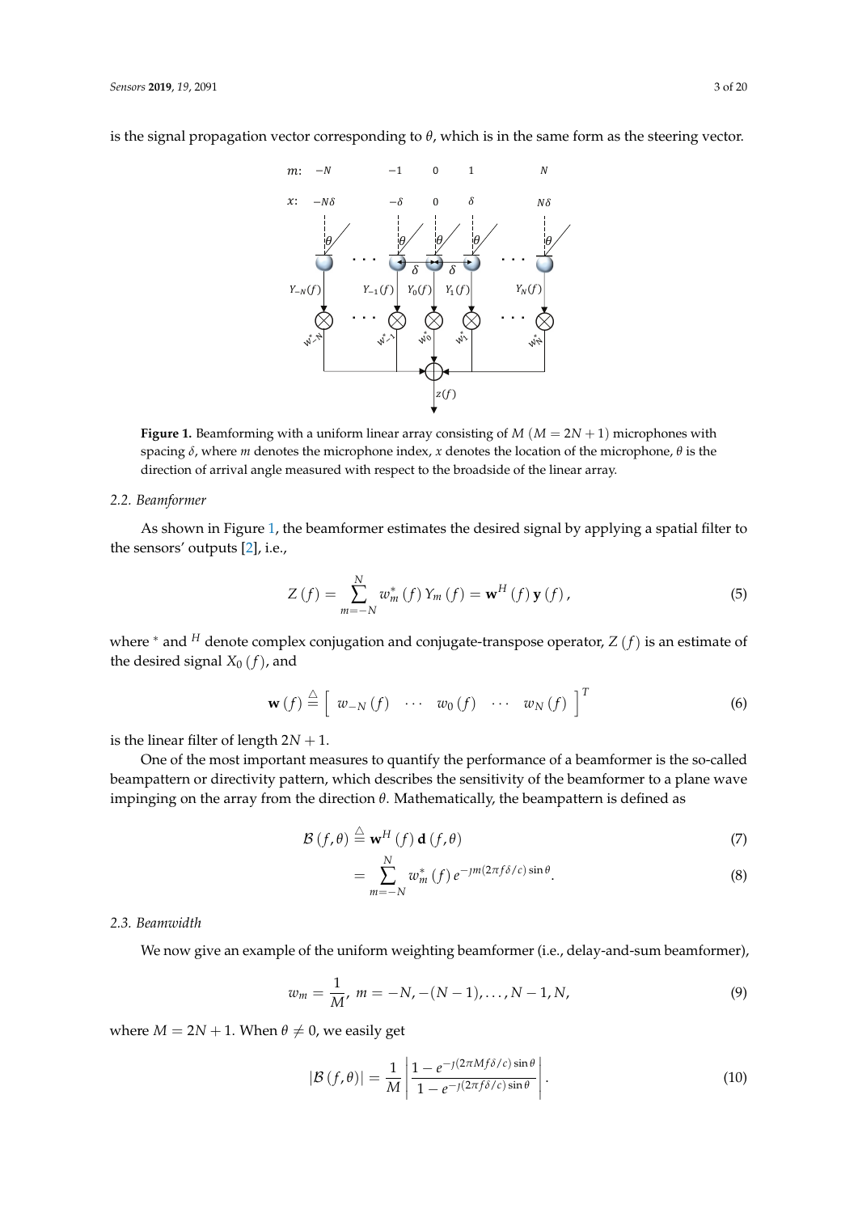is the signal propagation vector corresponding to $\theta$, which is in the same form as the steering vector.

**Figure 1.** Beamforming with a uniform linear array consisting of $M$ ($M = 2N + 1$) microphones with spacing $\delta$, where $m$ denotes the microphone index, $x$ denotes the location of the microphone, $\theta$ is the direction of arrival angle measured with respect to the broadside of the linear array.

### 2.2. Beamformer

As shown in Figure 1, the beamformer estimates the desired signal by applying a spatial filter to the sensors' outputs [2], i.e.,

$$Z(f) = \sum_{m=-N}^{N} w_m^*(f) Y_m(f) = \mathbf{w}^H(f) \mathbf{y}(f), \tag{5}$$

where $^*$ and $^H$ denote complex conjugation and conjugate-transpose operator, $Z(f)$ is an estimate of the desired signal $X_0(f)$, and

$$\mathbf{w}(f) \stackrel{\triangle}{=} \begin{bmatrix} w_{-N}(f) & \cdots & w_0(f) & \cdots & w_N(f) \end{bmatrix}^T \tag{6}$$

is the linear filter of length $2N + 1$.

One of the most important measures to quantify the performance of a beamformer is the so-called beampattern or directivity pattern, which describes the sensitivity of the beamformer to a plane wave impinging on the array from the direction $\theta$. Mathematically, the beampattern is defined as

$$\mathcal{B}(f, \theta) \stackrel{\triangle}{=} \mathbf{w}^H(f) \mathbf{d}(f, \theta) \tag{7}$$

$$= \sum_{m=-N}^{N} w_m^*(f) e^{-\jmath m(2\pi f \delta / c) \sin\theta}. \tag{8}$$

### 2.3. Beamwidth

We now give an example of the uniform weighting beamformer (i.e., delay-and-sum beamformer),

$$w_m = \frac{1}{M}, \ m = -N, -(N-1), \ldots, N-1, N, \tag{9}$$

where $M = 2N + 1$. When $\theta \neq 0$, we easily get

$$|\mathcal{B}(f, \theta)| = \frac{1}{M} \left| \frac{1 - e^{-\jmath(2\pi M f \delta / c) \sin\theta}}{1 - e^{-\jmath(2\pi f \delta / c) \sin\theta}} \right|. \tag{10}$$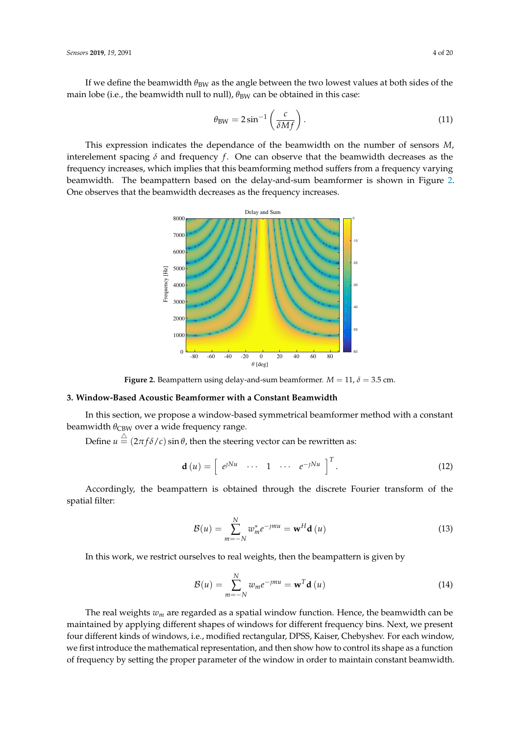If we define the beamwidth $\theta_{\text{BW}}$ as the angle between the two lowest values at both sides of the main lobe (i.e., the beamwidth null to null), $\theta_{\text{BW}}$ can be obtained in this case:

$$\theta_{\text{BW}} = 2\sin^{-1}\left(\frac{c}{\delta M f}\right). \tag{11}$$

This expression indicates the dependance of the beamwidth on the number of sensors $M$, interelement spacing $\delta$ and frequency $f$. One can observe that the beamwidth decreases as the frequency increases, which implies that this beamforming method suffers from a frequency varying beamwidth. The beampattern based on the delay-and-sum beamformer is shown in Figure 2. One observes that the beamwidth decreases as the frequency increases.

**Figure 2.** Beampattern using delay-and-sum beamformer. $M = 11$, $\delta = 3.5$ cm.

## 3. Window-Based Acoustic Beamformer with a Constant Beamwidth

In this section, we propose a window-based symmetrical beamformer method with a constant beamwidth $\theta_{\text{CBW}}$ over a wide frequency range.

Define $u \triangleq (2\pi f \delta / c)\sin\theta$, then the steering vector can be rewritten as:

$$\mathbf{d}(u) = \begin{bmatrix} e^{jNu} & \cdots & 1 & \cdots & e^{-jNu} \end{bmatrix}^T. \tag{12}$$

Accordingly, the beampattern is obtained through the discrete Fourier transform of the spatial filter:

$$\mathcal{B}(u) = \sum_{m=-N}^{N} w_m^* e^{-jmu} = \mathbf{w}^H \mathbf{d}(u) \tag{13}$$

In this work, we restrict ourselves to real weights, then the beampattern is given by

$$\mathcal{B}(u) = \sum_{m=-N}^{N} w_m e^{-jmu} = \mathbf{w}^T \mathbf{d}(u) \tag{14}$$

The real weights $w_m$ are regarded as a spatial window function. Hence, the beamwidth can be maintained by applying different shapes of windows for different frequency bins. Next, we present four different kinds of windows, i.e., modified rectangular, DPSS, Kaiser, Chebyshev. For each window, we first introduce the mathematical representation, and then show how to control its shape as a function of frequency by setting the proper parameter of the window in order to maintain constant beamwidth.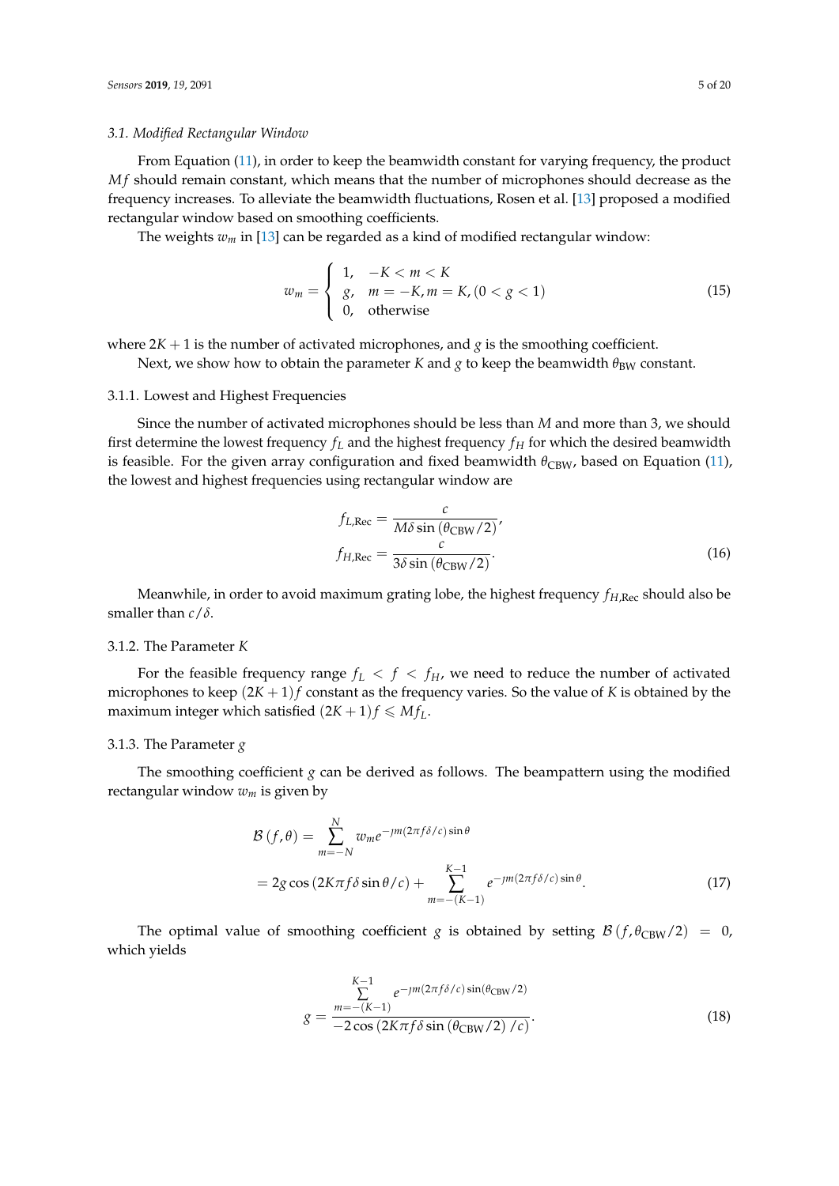### 3.1. Modified Rectangular Window

From Equation (11), in order to keep the beamwidth constant for varying frequency, the product $Mf$ should remain constant, which means that the number of microphones should decrease as the frequency increases. To alleviate the beamwidth fluctuations, Rosen et al. [13] proposed a modified rectangular window based on smoothing coefficients.

The weights $w_m$ in [13] can be regarded as a kind of modified rectangular window:

$$w_m = \begin{cases} 1, & -K < m < K \\ g, & m = -K, m = K, (0 < g < 1) \\ 0, & \text{otherwise} \end{cases} \tag{15}$$

where $2K+1$ is the number of activated microphones, and $g$ is the smoothing coefficient.

Next, we show how to obtain the parameter $K$ and $g$ to keep the beamwidth $\theta_{\text{BW}}$ constant.

#### 3.1.1. Lowest and Highest Frequencies

Since the number of activated microphones should be less than $M$ and more than 3, we should first determine the lowest frequency $f_L$ and the highest frequency $f_H$ for which the desired beamwidth is feasible. For the given array configuration and fixed beamwidth $\theta_{\text{CBW}}$, based on Equation (11), the lowest and highest frequencies using rectangular window are

$$\begin{aligned} f_{L,\text{Rec}} &= \frac{c}{M\delta \sin(\theta_{\text{CBW}}/2)}, \\ f_{H,\text{Rec}} &= \frac{c}{3\delta \sin(\theta_{\text{CBW}}/2)}. \end{aligned} \tag{16}$$

Meanwhile, in order to avoid maximum grating lobe, the highest frequency $f_{H,\text{Rec}}$ should also be smaller than $c/\delta$.

#### 3.1.2. The Parameter $K$

For the feasible frequency range $f_L < f < f_H$, we need to reduce the number of activated microphones to keep $(2K+1)f$ constant as the frequency varies. So the value of $K$ is obtained by the maximum integer which satisfied $(2K+1)f \leqslant Mf_L$.

#### 3.1.3. The Parameter $g$

The smoothing coefficient $g$ can be derived as follows. The beampattern using the modified rectangular window $w_m$ is given by

$$\begin{aligned} \mathcal{B}(f,\theta) &= \sum_{m=-N}^{N} w_m e^{-\jmath m (2\pi f \delta / c) \sin\theta} \\ &= 2g\cos(2K\pi f \delta \sin\theta / c) + \sum_{m=-(K-1)}^{K-1} e^{-\jmath m (2\pi f \delta / c) \sin\theta}. \end{aligned} \tag{17}$$

The optimal value of smoothing coefficient $g$ is obtained by setting $\mathcal{B}(f, \theta_{\text{CBW}}/2) = 0$, which yields

$$g = \frac{\sum\limits_{m=-(K-1)}^{K-1} e^{-\jmath m (2\pi f \delta / c) \sin(\theta_{\text{CBW}}/2)}}{-2\cos(2K\pi f \delta \sin(\theta_{\text{CBW}}/2)/c)}. \tag{18}$$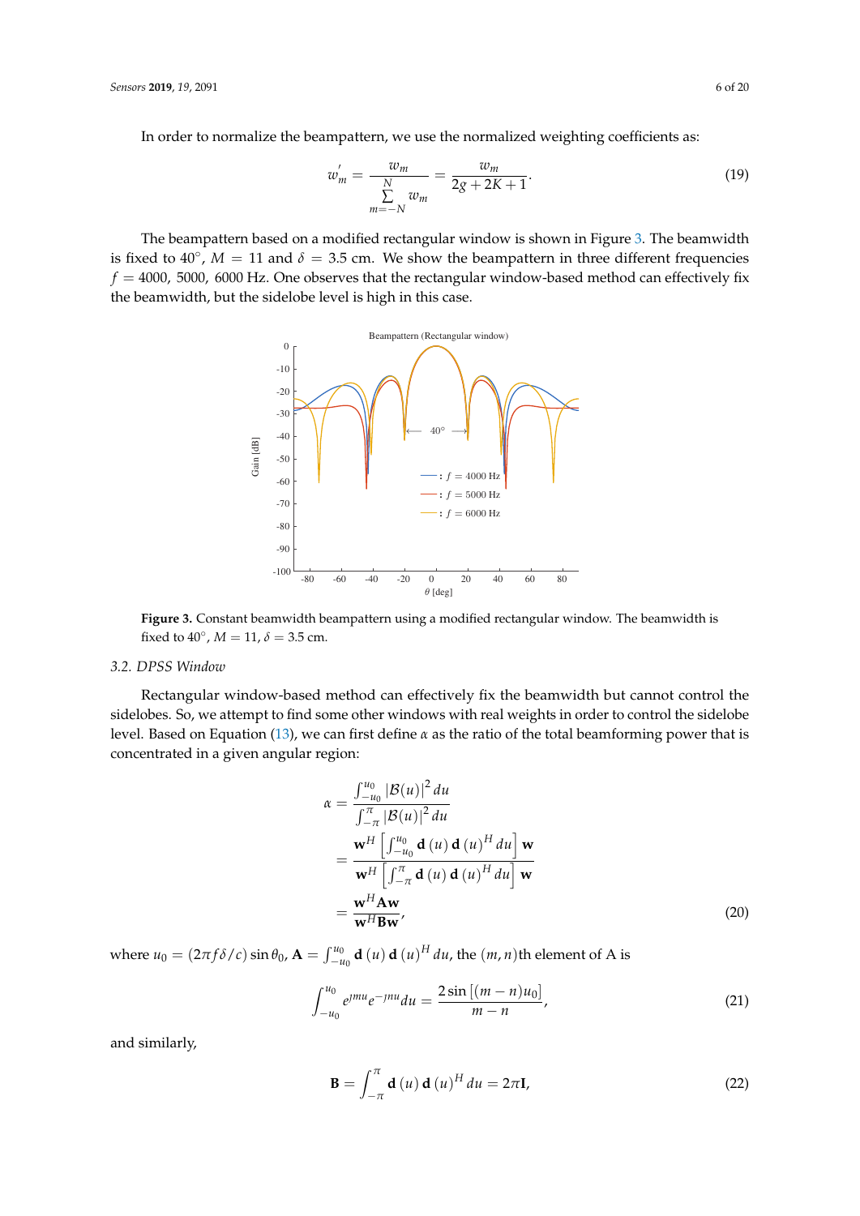In order to normalize the beampattern, we use the normalized weighting coefficients as:

$$w_m' = \frac{w_m}{\sum\limits_{m=-N}^{N} w_m} = \frac{w_m}{2g + 2K + 1}. \tag{19}$$

The beampattern based on a modified rectangular window is shown in Figure 3. The beamwidth is fixed to 40°, $M = 11$ and $\delta = 3.5$ cm. We show the beampattern in three different frequencies $f = 4000$, 5000, 6000 Hz. One observes that the rectangular window-based method can effectively fix the beamwidth, but the sidelobe level is high in this case.

**Figure 3.** Constant beamwidth beampattern using a modified rectangular window. The beamwidth is fixed to 40°, $M = 11$, $\delta = 3.5$ cm.

### 3.2. DPSS Window

Rectangular window-based method can effectively fix the beamwidth but cannot control the sidelobes. So, we attempt to find some other windows with real weights in order to control the sidelobe level. Based on Equation (13), we can first define $\alpha$ as the ratio of the total beamforming power that is concentrated in a given angular region:

$$\begin{aligned}
\alpha &= \frac{\int_{-u_0}^{u_0} |\mathcal{B}(u)|^2 \, du}{\int_{-\pi}^{\pi} |\mathcal{B}(u)|^2 \, du} \\
&= \frac{\mathbf{w}^H \left[ \int_{-u_0}^{u_0} \mathbf{d}(u) \, \mathbf{d}(u)^H \, du \right] \mathbf{w}}{\mathbf{w}^H \left[ \int_{-\pi}^{\pi} \mathbf{d}(u) \, \mathbf{d}(u)^H \, du \right] \mathbf{w}} \\
&= \frac{\mathbf{w}^H \mathbf{A} \mathbf{w}}{\mathbf{w}^H \mathbf{B} \mathbf{w}},
\end{aligned} \tag{20}$$

where $u_0 = (2\pi f \delta / c) \sin \theta_0$, $\mathbf{A} = \int_{-u_0}^{u_0} \mathbf{d}(u) \, \mathbf{d}(u)^H \, du$, the $(m, n)$th element of A is

$$\int_{-u_0}^{u_0} e^{\jmath m u} e^{-\jmath n u} du = \frac{2 \sin[(m - n) u_0]}{m - n}, \tag{21}$$

and similarly,

$$\mathbf{B} = \int_{-\pi}^{\pi} \mathbf{d}(u) \, \mathbf{d}(u)^H \, du = 2\pi \mathbf{I}, \tag{22}$$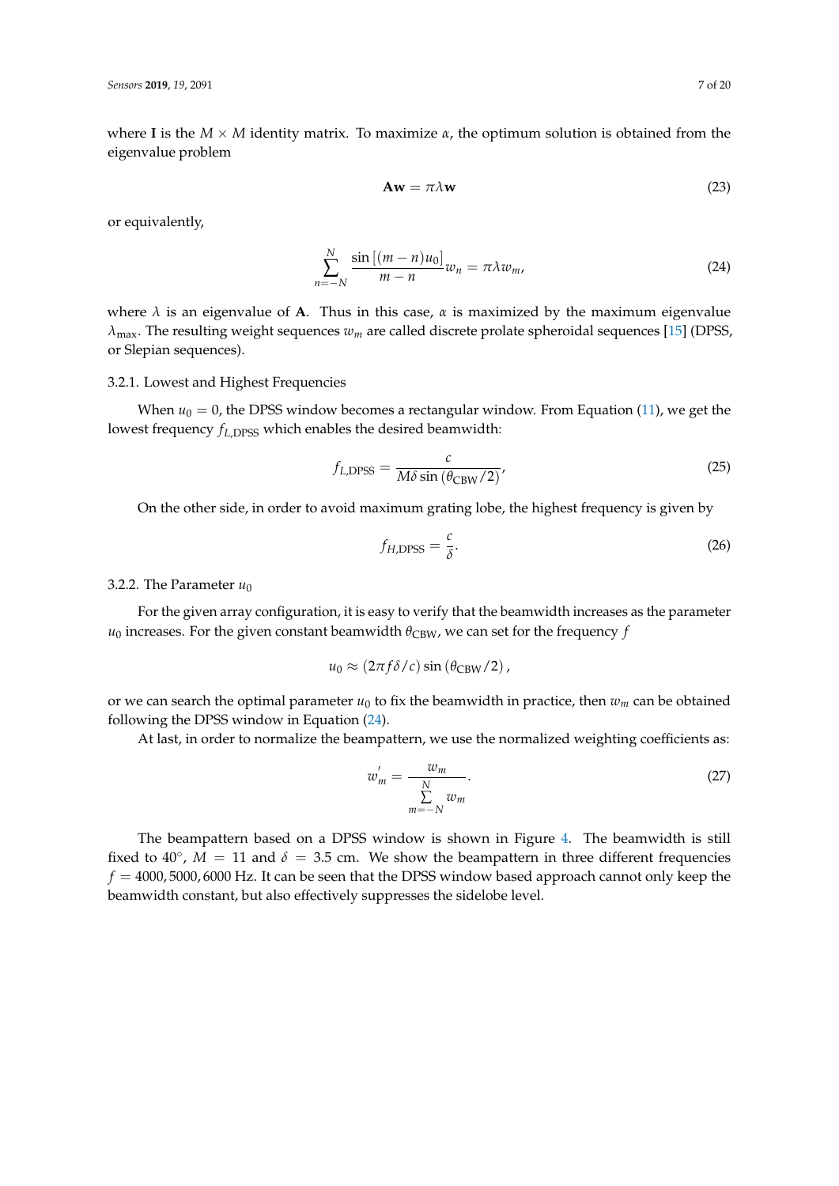where $\mathbf{I}$ is the $M \times M$ identity matrix. To maximize $\alpha$, the optimum solution is obtained from the eigenvalue problem

$$\mathbf{A}\mathbf{w} = \pi\lambda\mathbf{w} \tag{23}$$

or equivalently,

$$\sum_{n=-N}^{N} \frac{\sin\left[(m-n)u_0\right]}{m-n} w_n = \pi\lambda w_m, \tag{24}$$

where $\lambda$ is an eigenvalue of $\mathbf{A}$. Thus in this case, $\alpha$ is maximized by the maximum eigenvalue $\lambda_{\max}$. The resulting weight sequences $w_m$ are called discrete prolate spheroidal sequences [15] (DPSS, or Slepian sequences).

#### 3.2.1. Lowest and Highest Frequencies

When $u_0 = 0$, the DPSS window becomes a rectangular window. From Equation (11), we get the lowest frequency $f_{L,\text{DPSS}}$ which enables the desired beamwidth:

$$f_{L,\text{DPSS}} = \frac{c}{M\delta \sin\left(\theta_{\text{CBW}}/2\right)}, \tag{25}$$

On the other side, in order to avoid maximum grating lobe, the highest frequency is given by

$$f_{H,\text{DPSS}} = \frac{c}{\delta}. \tag{26}$$

#### 3.2.2. The Parameter $u_0$

For the given array configuration, it is easy to verify that the beamwidth increases as the parameter $u_0$ increases. For the given constant beamwidth $\theta_{\text{CBW}}$, we can set for the frequency $f$

$$u_0 \approx (2\pi f\delta/c)\sin\left(\theta_{\text{CBW}}/2\right),$$

or we can search the optimal parameter $u_0$ to fix the beamwidth in practice, then $w_m$ can be obtained following the DPSS window in Equation (24).

At last, in order to normalize the beampattern, we use the normalized weighting coefficients as:

$$w_m^{'} = \frac{w_m}{\sum\limits_{m=-N}^{N} w_m}. \tag{27}$$

The beampattern based on a DPSS window is shown in Figure 4. The beamwidth is still fixed to 40°, $M = 11$ and $\delta = 3.5$ cm. We show the beampattern in three different frequencies $f = 4000, 5000, 6000$ Hz. It can be seen that the DPSS window based approach cannot only keep the beamwidth constant, but also effectively suppresses the sidelobe level.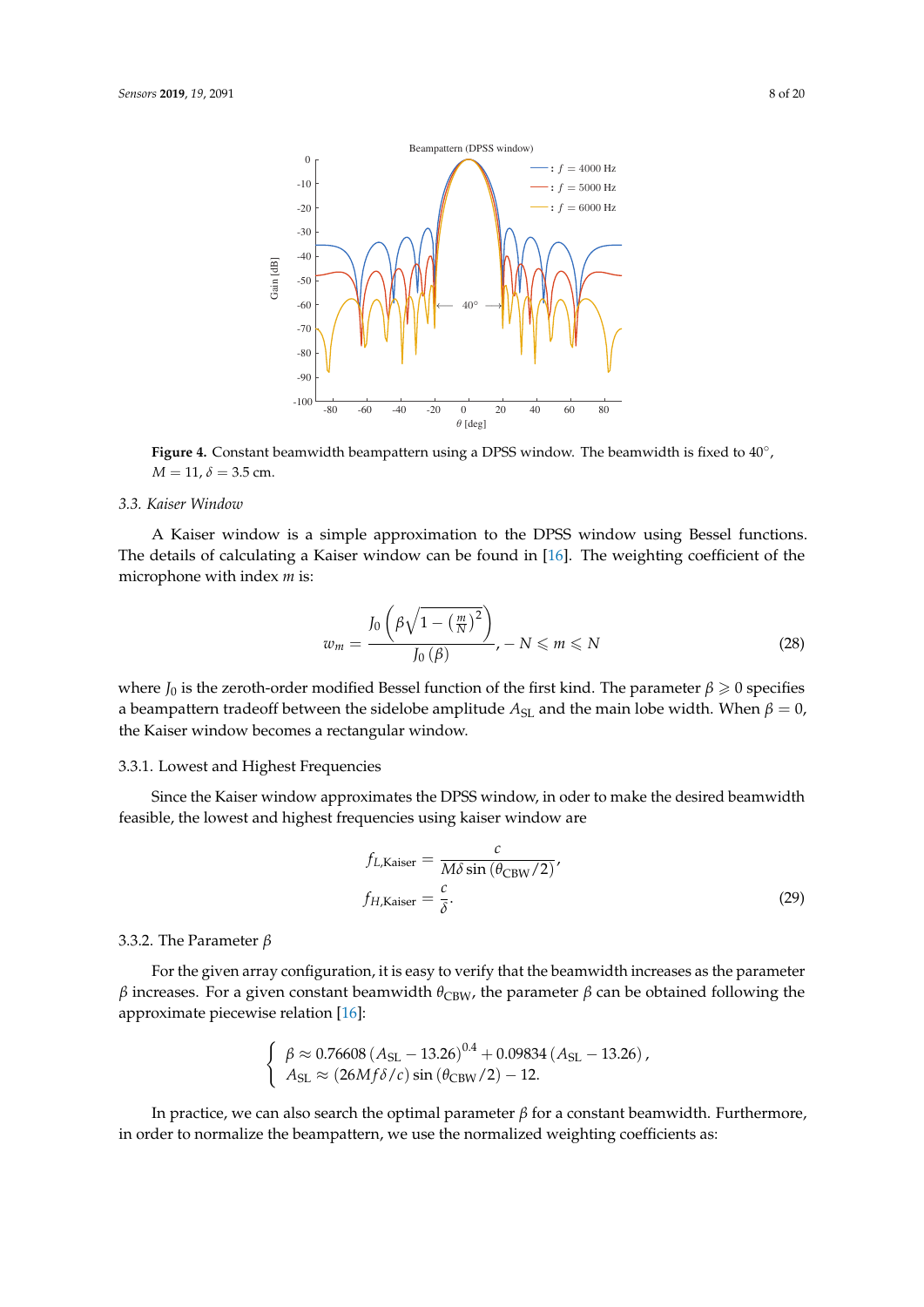**Figure 4.** Constant beamwidth beampattern using a DPSS window. The beamwidth is fixed to 40°, $M = 11$, $\delta = 3.5$ cm.

### 3.3. Kaiser Window

A Kaiser window is a simple approximation to the DPSS window using Bessel functions. The details of calculating a Kaiser window can be found in [16]. The weighting coefficient of the microphone with index $m$ is:

$$w_m = \frac{J_0\left(\beta\sqrt{1-\left(\frac{m}{N}\right)^2}\right)}{J_0(\beta)}, -N \leqslant m \leqslant N \tag{28}$$

where $J_0$ is the zeroth-order modified Bessel function of the first kind. The parameter $\beta \geqslant 0$ specifies a beampattern tradeoff between the sidelobe amplitude $A_{\mathrm{SL}}$ and the main lobe width. When $\beta = 0$, the Kaiser window becomes a rectangular window.

#### 3.3.1. Lowest and Highest Frequencies

Since the Kaiser window approximates the DPSS window, in oder to make the desired beamwidth feasible, the lowest and highest frequencies using kaiser window are

$$\begin{aligned} f_{L,\mathrm{Kaiser}} &= \frac{c}{M\delta \sin\left(\theta_{\mathrm{CBW}}/2\right)}, \\ f_{H,\mathrm{Kaiser}} &= \frac{c}{\delta}. \end{aligned} \tag{29}$$

#### 3.3.2. The Parameter $\beta$

For the given array configuration, it is easy to verify that the beamwidth increases as the parameter $\beta$ increases. For a given constant beamwidth $\theta_{\mathrm{CBW}}$, the parameter $\beta$ can be obtained following the approximate piecewise relation [16]:

$$\begin{cases} \beta \approx 0.76608\left(A_{\mathrm{SL}} - 13.26\right)^{0.4} + 0.09834\left(A_{\mathrm{SL}} - 13.26\right), \\ A_{\mathrm{SL}} \approx \left(26Mf\delta/c\right)\sin\left(\theta_{\mathrm{CBW}}/2\right) - 12. \end{cases}$$

In practice, we can also search the optimal parameter $\beta$ for a constant beamwidth. Furthermore, in order to normalize the beampattern, we use the normalized weighting coefficients as: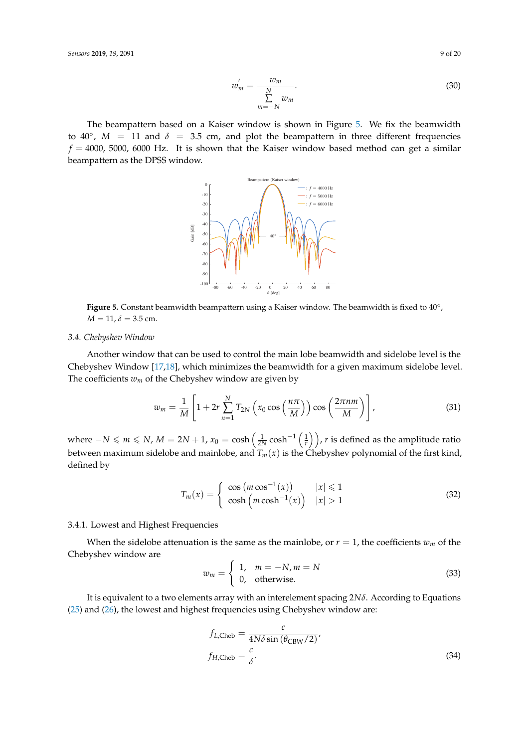$$w_m^{'} = \frac{w_m}{\sum\limits_{m=-N}^{N} w_m}. \tag{30}$$

The beampattern based on a Kaiser window is shown in Figure 5. We fix the beamwidth to 40°, $M = 11$ and $\delta = 3.5$ cm, and plot the beampattern in three different frequencies $f = 4000$, 5000, 6000 Hz. It is shown that the Kaiser window based method can get a similar beampattern as the DPSS window.

**Figure 5.** Constant beamwidth beampattern using a Kaiser window. The beamwidth is fixed to 40°, $M = 11$, $\delta = 3.5$ cm.

### 3.4. Chebyshev Window

Another window that can be used to control the main lobe beamwidth and sidelobe level is the Chebyshev Window [17,18], which minimizes the beamwidth for a given maximum sidelobe level. The coefficients $w_m$ of the Chebyshev window are given by

$$w_m = \frac{1}{M}\left[1 + 2r\sum_{n=1}^{N} T_{2N}\left(x_0 \cos\left(\frac{n\pi}{M}\right)\right)\cos\left(\frac{2\pi nm}{M}\right)\right], \tag{31}$$

where $-N \leqslant m \leqslant N$, $M = 2N+1$, $x_0 = \cosh\left(\frac{1}{2N}\cosh^{-1}\left(\frac{1}{r}\right)\right)$, $r$ is defined as the amplitude ratio between maximum sidelobe and mainlobe, and $T_m(x)$ is the Chebyshev polynomial of the first kind, defined by

$$T_m(x) = \begin{cases} \cos\left(m\cos^{-1}(x)\right) & |x| \leqslant 1 \\ \cosh\left(m\cosh^{-1}(x)\right) & |x| > 1 \end{cases} \tag{32}$$

#### 3.4.1. Lowest and Highest Frequencies

When the sidelobe attenuation is the same as the mainlobe, or $r = 1$, the coefficients $w_m$ of the Chebyshev window are

$$w_m = \begin{cases} 1, & m = -N, m = N \\ 0, & \text{otherwise.} \end{cases} \tag{33}$$

It is equivalent to a two elements array with an interelement spacing $2N\delta$. According to Equations (25) and (26), the lowest and highest frequencies using Chebyshev window are:

$$f_{L,\text{Cheb}} = \frac{c}{4N\delta\sin\left(\theta_{\text{CBW}}/2\right)},$$
$$f_{H,\text{Cheb}} = \frac{c}{\delta}. \tag{34}$$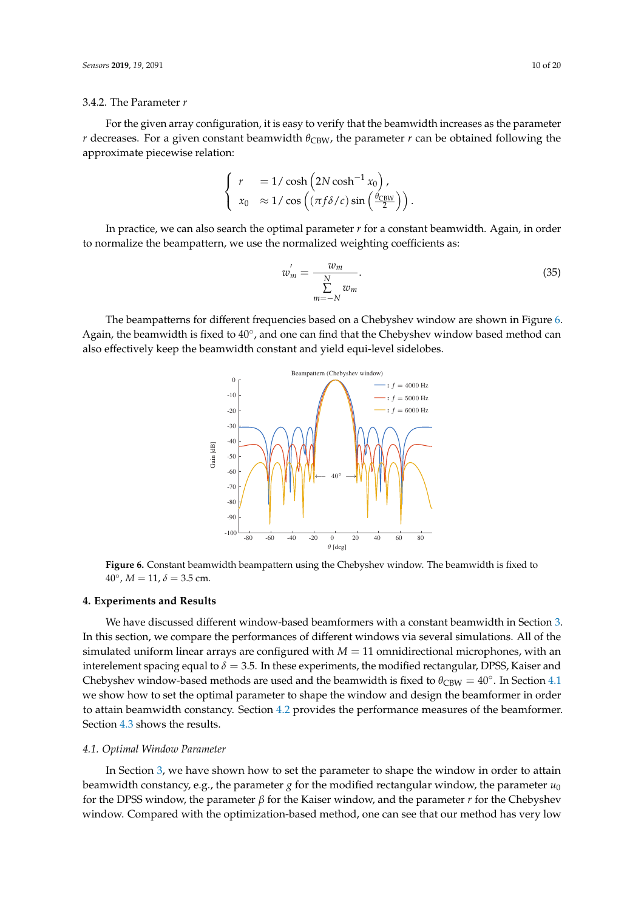3.4.2. The Parameter $r$

For the given array configuration, it is easy to verify that the beamwidth increases as the parameter $r$ decreases. For a given constant beamwidth $\theta_{\text{CBW}}$, the parameter $r$ can be obtained following the approximate piecewise relation:

$$\begin{cases} r &= 1/\cosh\left(2N\cosh^{-1} x_0\right), \\ x_0 &\approx 1/\cos\left((\pi f \delta / c)\sin\left(\frac{\theta_{\text{CBW}}}{2}\right)\right). \end{cases}$$

In practice, we can also search the optimal parameter $r$ for a constant beamwidth. Again, in order to normalize the beampattern, we use the normalized weighting coefficients as:

$$w_m^{'} = \frac{w_m}{\sum\limits_{m=-N}^{N} w_m}. \tag{35}$$

The beampatterns for different frequencies based on a Chebyshev window are shown in Figure 6. Again, the beamwidth is fixed to 40°, and one can find that the Chebyshev window based method can also effectively keep the beamwidth constant and yield equi-level sidelobes.

**Figure 6.** Constant beamwidth beampattern using the Chebyshev window. The beamwidth is fixed to 40°, $M = 11$, $\delta = 3.5$ cm.

## 4. Experiments and Results

We have discussed different window-based beamformers with a constant beamwidth in Section 3. In this section, we compare the performances of different windows via several simulations. All of the simulated uniform linear arrays are configured with $M = 11$ omnidirectional microphones, with an interelement spacing equal to $\delta = 3.5$. In these experiments, the modified rectangular, DPSS, Kaiser and Chebyshev window-based methods are used and the beamwidth is fixed to $\theta_{\text{CBW}} = 40°$. In Section 4.1 we show how to set the optimal parameter to shape the window and design the beamformer in order to attain beamwidth constancy. Section 4.2 provides the performance measures of the beamformer. Section 4.3 shows the results.

### 4.1. Optimal Window Parameter

In Section 3, we have shown how to set the parameter to shape the window in order to attain beamwidth constancy, e.g., the parameter $g$ for the modified rectangular window, the parameter $u_0$ for the DPSS window, the parameter $\beta$ for the Kaiser window, and the parameter $r$ for the Chebyshev window. Compared with the optimization-based method, one can see that our method has very low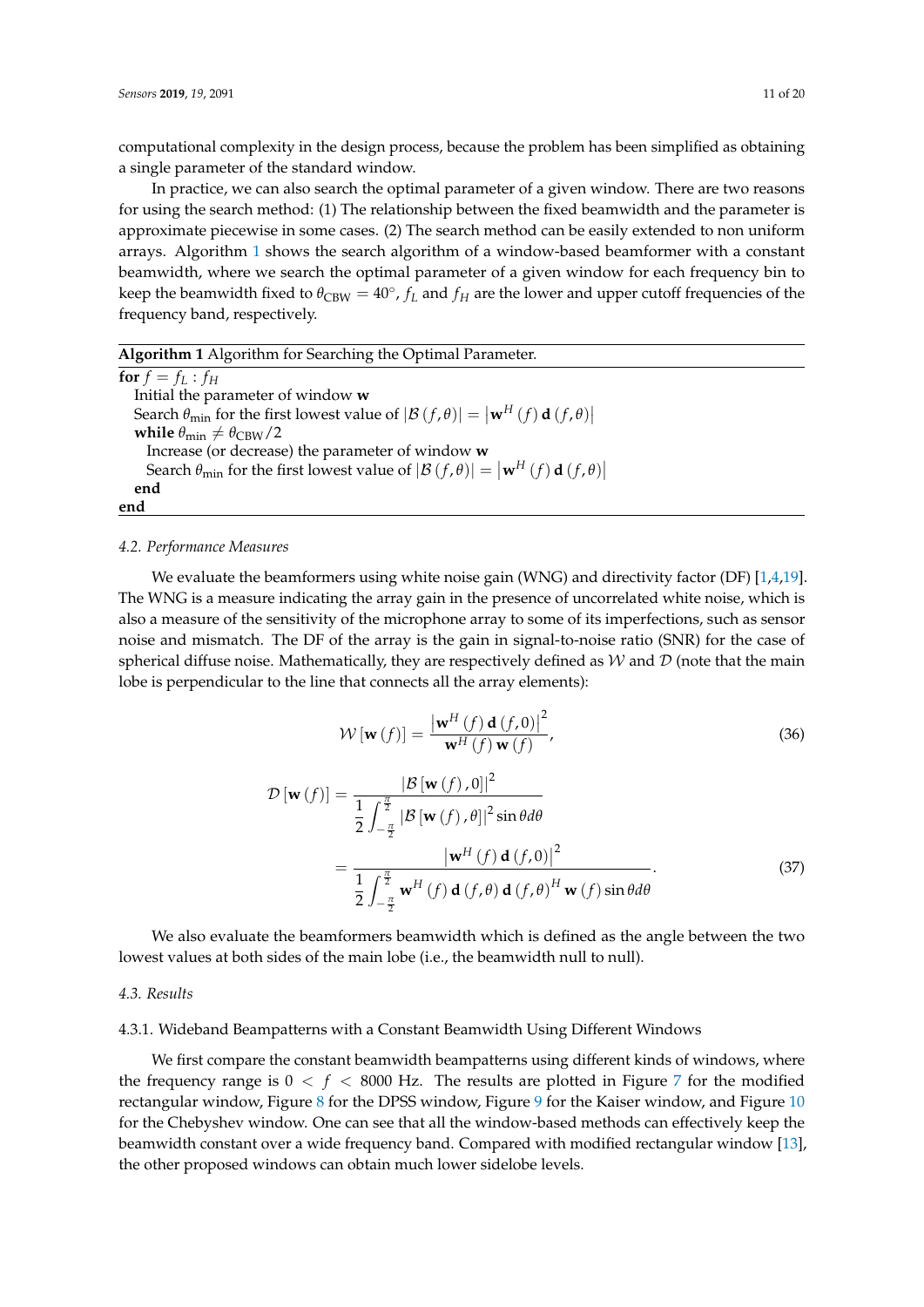computational complexity in the design process, because the problem has been simplified as obtaining a single parameter of the standard window.

In practice, we can also search the optimal parameter of a given window. There are two reasons for using the search method: (1) The relationship between the fixed beamwidth and the parameter is approximate piecewise in some cases. (2) The search method can be easily extended to non uniform arrays. Algorithm 1 shows the search algorithm of a window-based beamformer with a constant beamwidth, where we search the optimal parameter of a given window for each frequency bin to keep the beamwidth fixed to $\theta_{\mathrm{CBW}} = 40^{\circ}$, $f_L$ and $f_H$ are the lower and upper cutoff frequencies of the frequency band, respectively.

---

**Algorithm 1** Algorithm for Searching the Optimal Parameter.

---

**for** $f = f_L : f_H$  
  Initial the parameter of window $\mathbf{w}$  
  Search $\theta_{\min}$ for the first lowest value of $|\mathcal{B}(f,\theta)| = \left|\mathbf{w}^H(f)\,\mathbf{d}(f,\theta)\right|$  
  **while** $\theta_{\min} \neq \theta_{\mathrm{CBW}}/2$  
    Increase (or decrease) the parameter of window $\mathbf{w}$  
    Search $\theta_{\min}$ for the first lowest value of $|\mathcal{B}(f,\theta)| = \left|\mathbf{w}^H(f)\,\mathbf{d}(f,\theta)\right|$  
  **end**  
**end**

---

### 4.2. Performance Measures

We evaluate the beamformers using white noise gain (WNG) and directivity factor (DF) [1,4,19]. The WNG is a measure indicating the array gain in the presence of uncorrelated white noise, which is also a measure of the sensitivity of the microphone array to some of its imperfections, such as sensor noise and mismatch. The DF of the array is the gain in signal-to-noise ratio (SNR) for the case of spherical diffuse noise. Mathematically, they are respectively defined as $\mathcal{W}$ and $\mathcal{D}$ (note that the main lobe is perpendicular to the line that connects all the array elements):

$$\mathcal{W}\left[\mathbf{w}(f)\right] = \frac{\left|\mathbf{w}^H(f)\,\mathbf{d}(f,0)\right|^2}{\mathbf{w}^H(f)\,\mathbf{w}(f)}, \tag{36}$$

$$\begin{aligned}
\mathcal{D}\left[\mathbf{w}(f)\right] &= \frac{\left|\mathcal{B}\left[\mathbf{w}(f),0\right]\right|^2}{\dfrac{1}{2}\displaystyle\int_{-\frac{\pi}{2}}^{\frac{\pi}{2}} \left|\mathcal{B}\left[\mathbf{w}(f),\theta\right]\right|^2 \sin\theta d\theta} \\
&= \frac{\left|\mathbf{w}^H(f)\,\mathbf{d}(f,0)\right|^2}{\dfrac{1}{2}\displaystyle\int_{-\frac{\pi}{2}}^{\frac{\pi}{2}} \mathbf{w}^H(f)\,\mathbf{d}(f,\theta)\,\mathbf{d}(f,\theta)^H\,\mathbf{w}(f) \sin\theta d\theta}.
\end{aligned} \tag{37}$$

We also evaluate the beamformers beamwidth which is defined as the angle between the two lowest values at both sides of the main lobe (i.e., the beamwidth null to null).

### 4.3. Results

#### 4.3.1. Wideband Beampatterns with a Constant Beamwidth Using Different Windows

We first compare the constant beamwidth beampatterns using different kinds of windows, where the frequency range is $0 < f < 8000$ Hz. The results are plotted in Figure 7 for the modified rectangular window, Figure 8 for the DPSS window, Figure 9 for the Kaiser window, and Figure 10 for the Chebyshev window. One can see that all the window-based methods can effectively keep the beamwidth constant over a wide frequency band. Compared with modified rectangular window [13], the other proposed windows can obtain much lower sidelobe levels.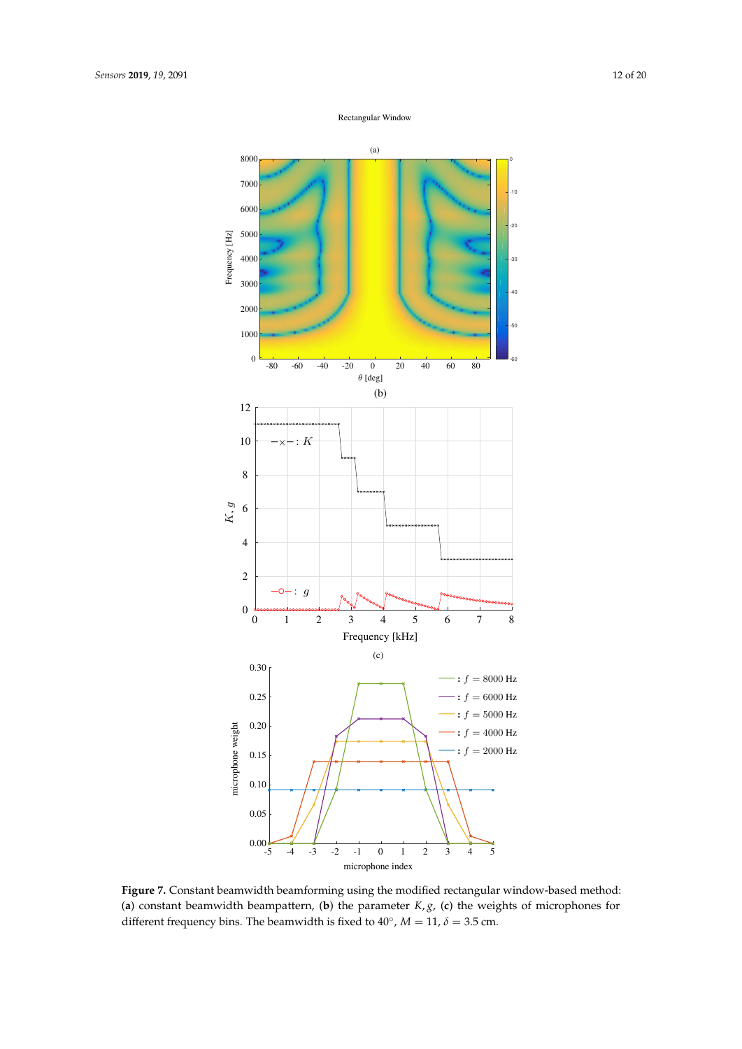**Figure 7.** Constant beamwidth beamforming using the modified rectangular window-based method: (**a**) constant beamwidth beampattern, (**b**) the parameter $K, g$, (**c**) the weights of microphones for different frequency bins. The beamwidth is fixed to 40°, $M = 11$, $\delta = 3.5$ cm.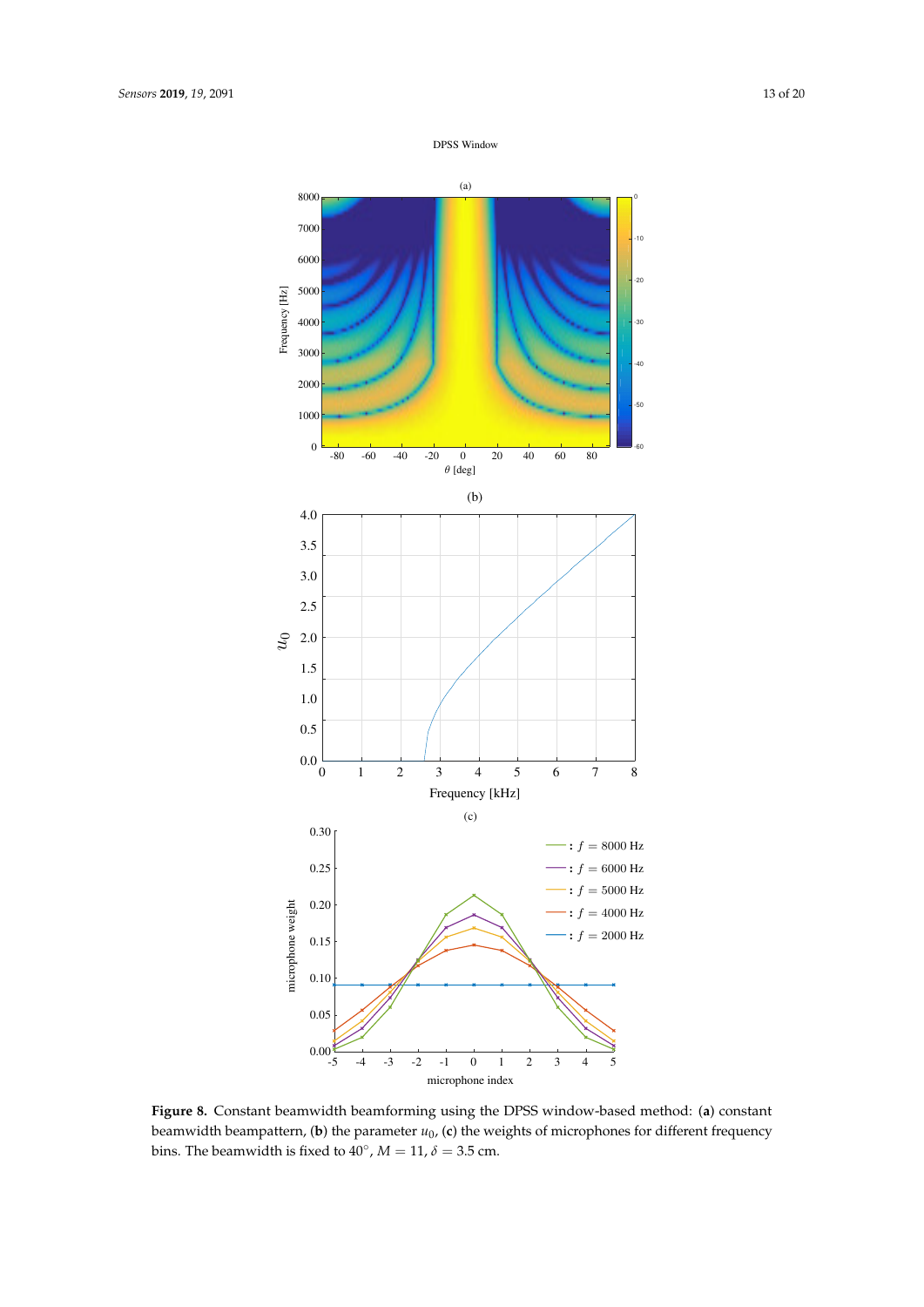**Figure 8.** Constant beamwidth beamforming using the DPSS window-based method: (**a**) constant beamwidth beampattern, (**b**) the parameter $u_0$, (**c**) the weights of microphones for different frequency bins. The beamwidth is fixed to 40°, $M = 11$, $\delta = 3.5$ cm.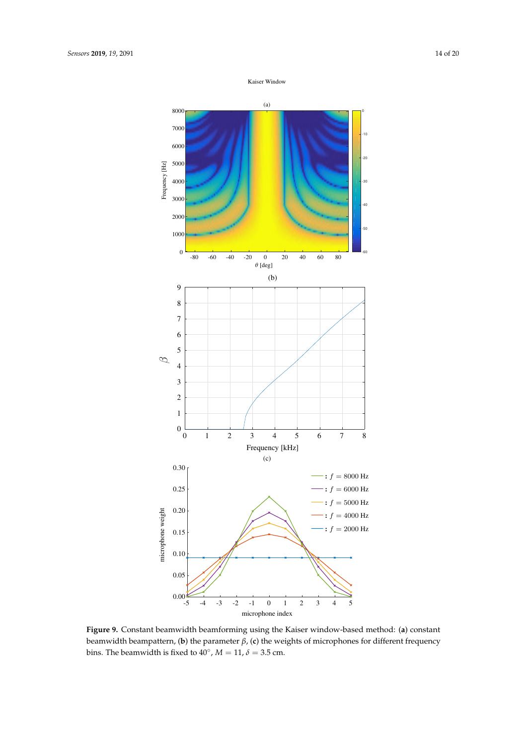Kaiser Window

Figure 9. Constant beamwidth beamforming using the Kaiser window-based method: (a) constant beamwidth beampattern, (b) the parameter $\beta$, (c) the weights of microphones for different frequency bins. The beamwidth is fixed to $40^{\circ}$, $M = 11$, $\delta = 3.5$ cm.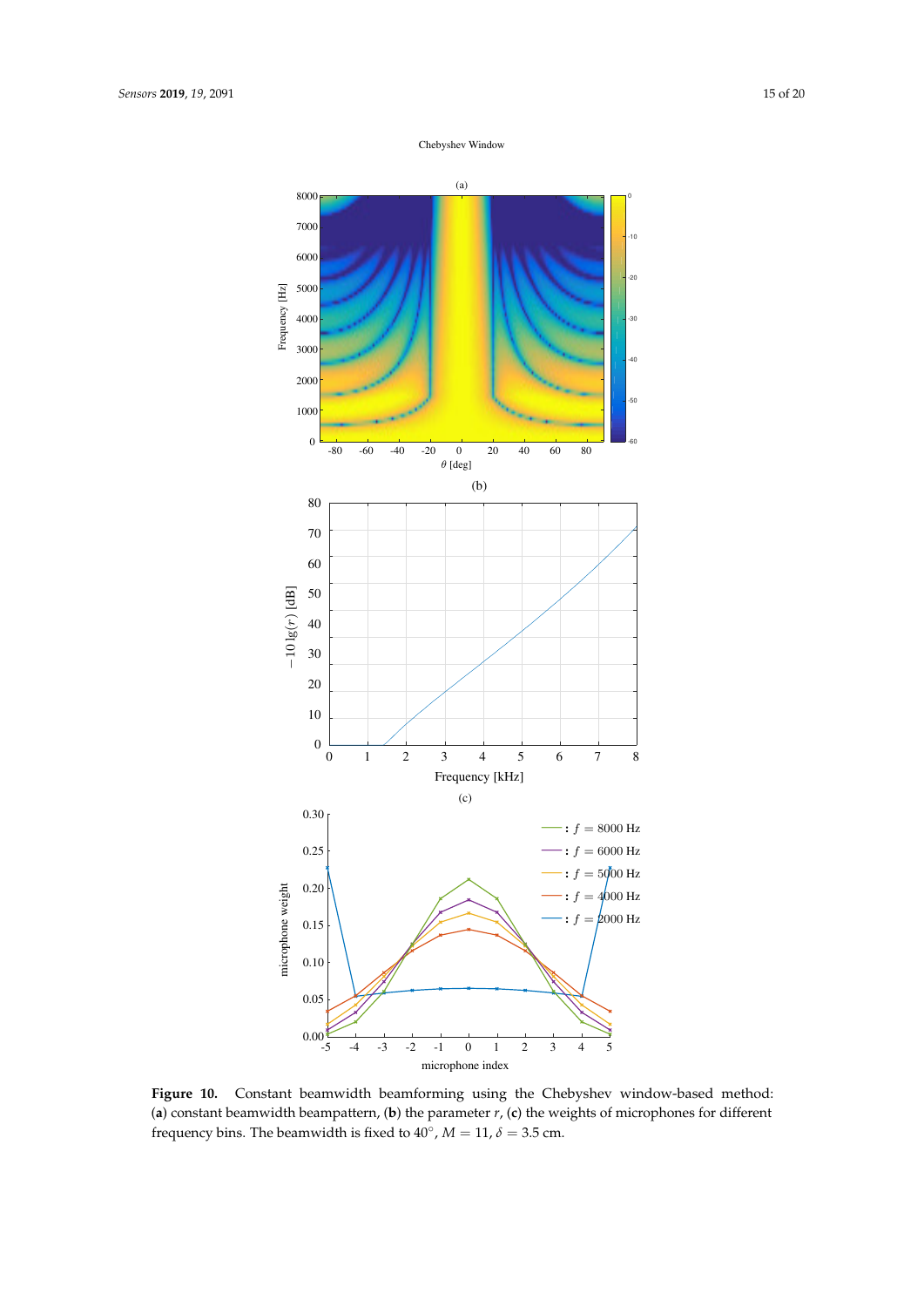Chebyshev Window

(a)

(b)

(c)

**Figure 10.** Constant beamwidth beamforming using the Chebyshev window-based method: (**a**) constant beamwidth beampattern, (**b**) the parameter $r$, (**c**) the weights of microphones for different frequency bins. The beamwidth is fixed to $40^{\circ}$, $M = 11$, $\delta = 3.5$ cm.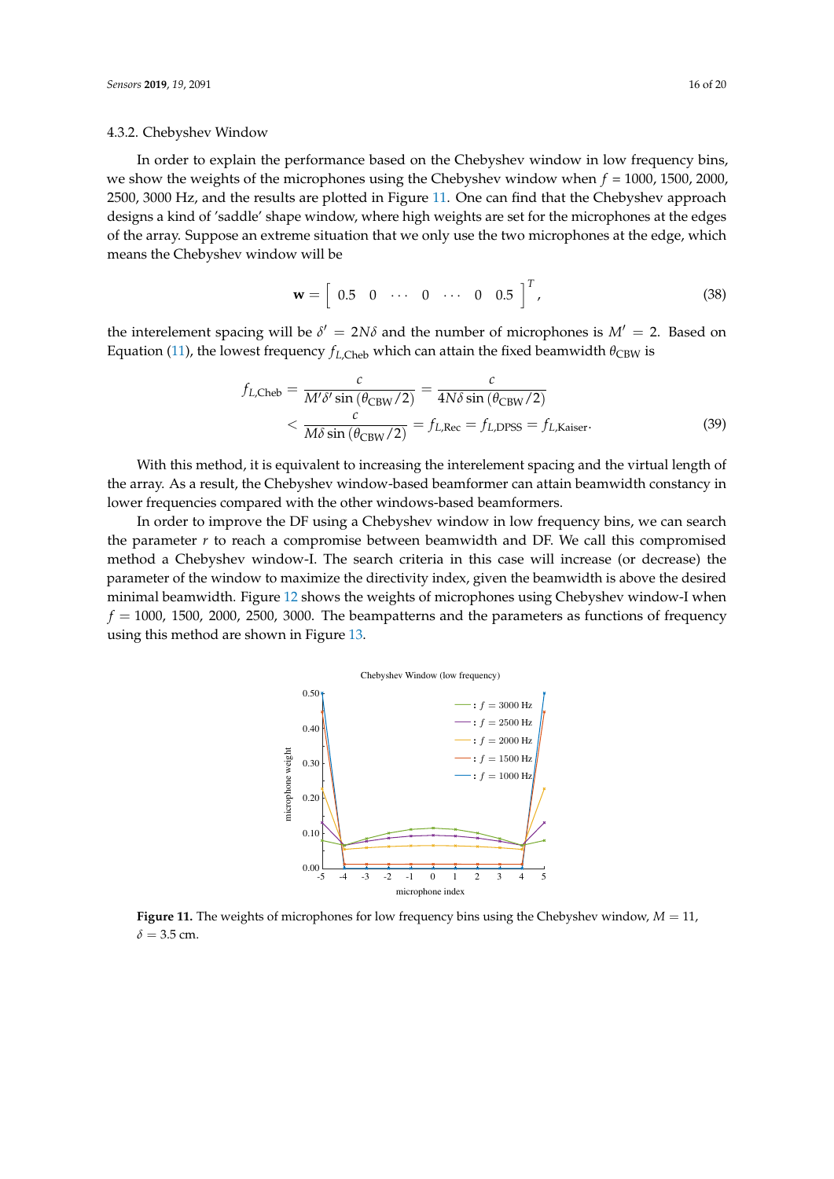#### 4.3.2. Chebyshev Window

In order to explain the performance based on the Chebyshev window in low frequency bins, we show the weights of the microphones using the Chebyshev window when $f$ = 1000, 1500, 2000, 2500, 3000 Hz, and the results are plotted in Figure 11. One can find that the Chebyshev approach designs a kind of 'saddle' shape window, where high weights are set for the microphones at the edges of the array. Suppose an extreme situation that we only use the two microphones at the edge, which means the Chebyshev window will be

$$\mathbf{w} = \begin{bmatrix} 0.5 & 0 & \cdots & 0 & \cdots & 0 & 0.5 \end{bmatrix}^T, \tag{38}$$

the interelement spacing will be $\delta' = 2N\delta$ and the number of microphones is $M' = 2$. Based on Equation (11), the lowest frequency $f_{L,\text{Cheb}}$ which can attain the fixed beamwidth $\theta_{\text{CBW}}$ is

$$\begin{aligned} f_{L,\text{Cheb}} &= \frac{c}{M'\delta' \sin(\theta_{\text{CBW}}/2)} = \frac{c}{4N\delta \sin(\theta_{\text{CBW}}/2)} \\ &< \frac{c}{M\delta \sin(\theta_{\text{CBW}}/2)} = f_{L,\text{Rec}} = f_{L,\text{DPSS}} = f_{L,\text{Kaiser}}. \end{aligned} \tag{39}$$

With this method, it is equivalent to increasing the interelement spacing and the virtual length of the array. As a result, the Chebyshev window-based beamformer can attain beamwidth constancy in lower frequencies compared with the other windows-based beamformers.

In order to improve the DF using a Chebyshev window in low frequency bins, we can search the parameter $r$ to reach a compromise between beamwidth and DF. We call this compromised method a Chebyshev window-I. The search criteria in this case will increase (or decrease) the parameter of the window to maximize the directivity index, given the beamwidth is above the desired minimal beamwidth. Figure 12 shows the weights of microphones using Chebyshev window-I when $f$ = 1000, 1500, 2000, 2500, 3000. The beampatterns and the parameters as functions of frequency using this method are shown in Figure 13.

**Figure 11.** The weights of microphones for low frequency bins using the Chebyshev window, $M = 11$, $\delta = 3.5$ cm.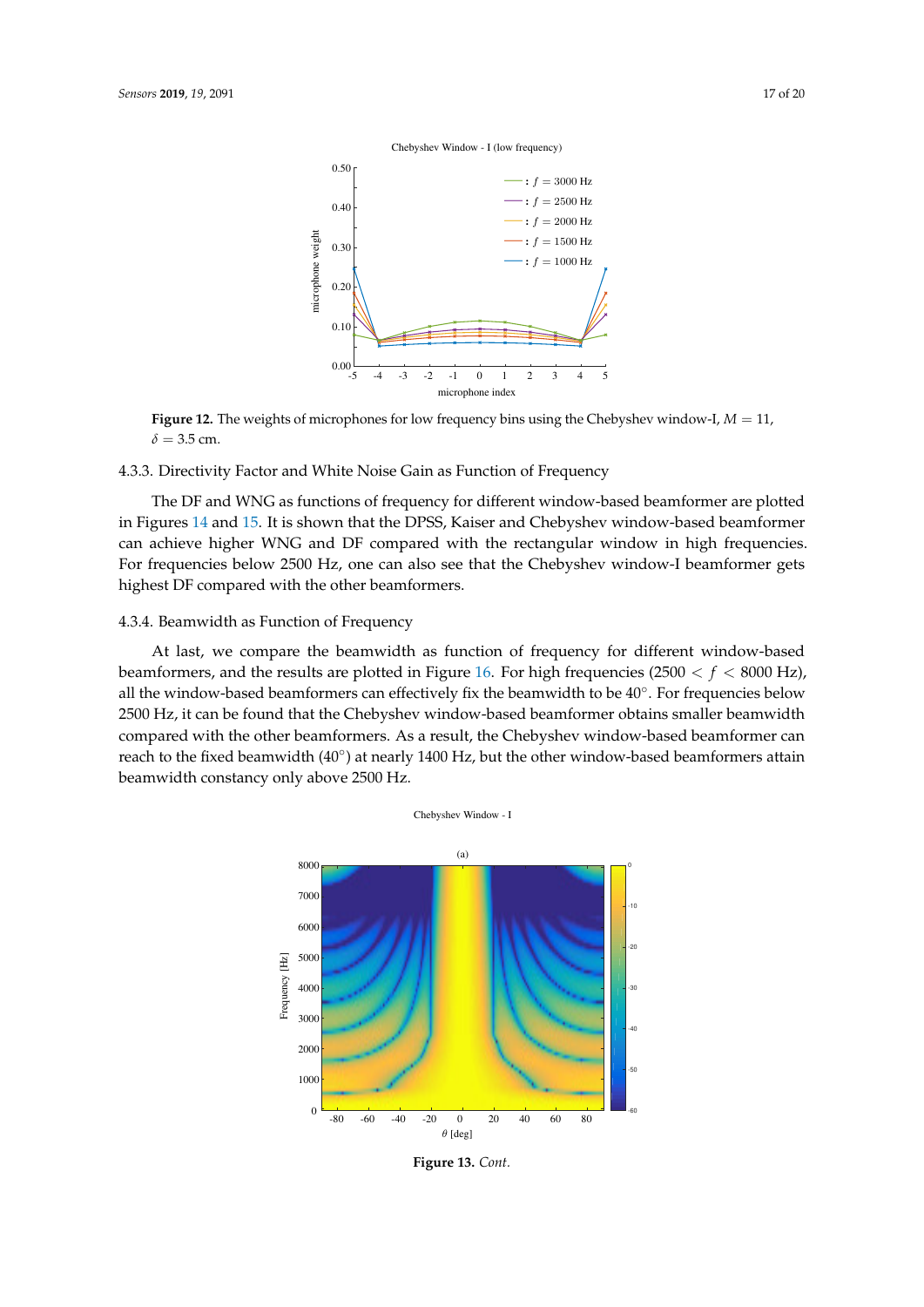**Figure 12.** The weights of microphones for low frequency bins using the Chebyshev window-I, $M = 11$, $\delta = 3.5$ cm.

### 4.3.3. Directivity Factor and White Noise Gain as Function of Frequency

The DF and WNG as functions of frequency for different window-based beamformer are plotted in Figures 14 and 15. It is shown that the DPSS, Kaiser and Chebyshev window-based beamformer can achieve higher WNG and DF compared with the rectangular window in high frequencies. For frequencies below 2500 Hz, one can also see that the Chebyshev window-I beamformer gets highest DF compared with the other beamformers.

### 4.3.4. Beamwidth as Function of Frequency

At last, we compare the beamwidth as function of frequency for different window-based beamformers, and the results are plotted in Figure 16. For high frequencies ($2500 < f < 8000$ Hz), all the window-based beamformers can effectively fix the beamwidth to be 40°. For frequencies below 2500 Hz, it can be found that the Chebyshev window-based beamformer obtains smaller beamwidth compared with the other beamformers. As a result, the Chebyshev window-based beamformer can reach to the fixed beamwidth (40°) at nearly 1400 Hz, but the other window-based beamformers attain beamwidth constancy only above 2500 Hz.

**Figure 13.** *Cont.*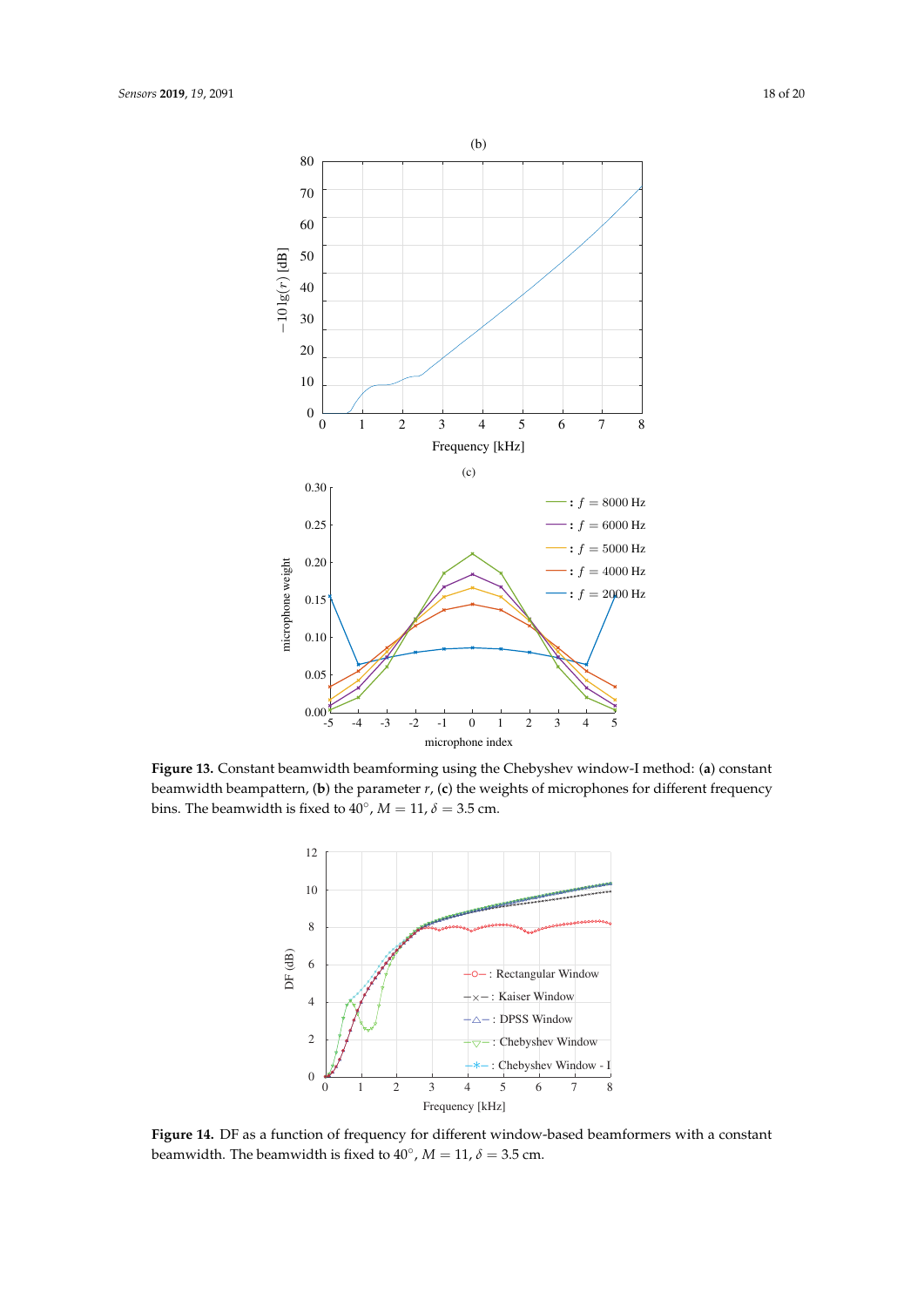**Figure 13.** Constant beamwidth beamforming using the Chebyshev window-I method: (**a**) constant beamwidth beampattern, (**b**) the parameter $r$, (**c**) the weights of microphones for different frequency bins. The beamwidth is fixed to $40^{\circ}$, $M = 11$, $\delta = 3.5$ cm.

**Figure 14.** DF as a function of frequency for different window-based beamformers with a constant beamwidth. The beamwidth is fixed to $40^{\circ}$, $M = 11$, $\delta = 3.5$ cm.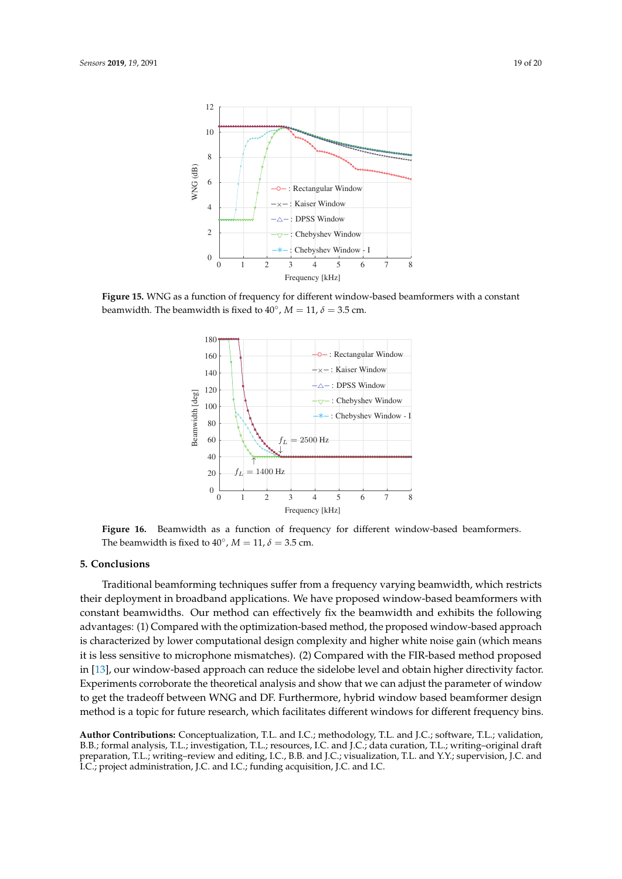**Figure 15.** WNG as a function of frequency for different window-based beamformers with a constant beamwidth. The beamwidth is fixed to 40°, $M = 11$, $\delta = 3.5$ cm.

**Figure 16.** Beamwidth as a function of frequency for different window-based beamformers. The beamwidth is fixed to 40°, $M = 11$, $\delta = 3.5$ cm.

## 5. Conclusions

Traditional beamforming techniques suffer from a frequency varying beamwidth, which restricts their deployment in broadband applications. We have proposed window-based beamformers with constant beamwidths. Our method can effectively fix the beamwidth and exhibits the following advantages: (1) Compared with the optimization-based method, the proposed window-based approach is characterized by lower computational design complexity and higher white noise gain (which means it is less sensitive to microphone mismatches). (2) Compared with the FIR-based method proposed in [13], our window-based approach can reduce the sidelobe level and obtain higher directivity factor. Experiments corroborate the theoretical analysis and show that we can adjust the parameter of window to get the tradeoff between WNG and DF. Furthermore, hybrid window based beamformer design method is a topic for future research, which facilitates different windows for different frequency bins.

**Author Contributions:** Conceptualization, T.L. and I.C.; methodology, T.L. and J.C.; software, T.L.; validation, B.B.; formal analysis, T.L.; investigation, T.L.; resources, I.C. and J.C.; data curation, T.L.; writing–original draft preparation, T.L.; writing–review and editing, I.C., B.B. and J.C.; visualization, T.L. and Y.Y.; supervision, J.C. and I.C.; project administration, J.C. and I.C.; funding acquisition, J.C. and I.C.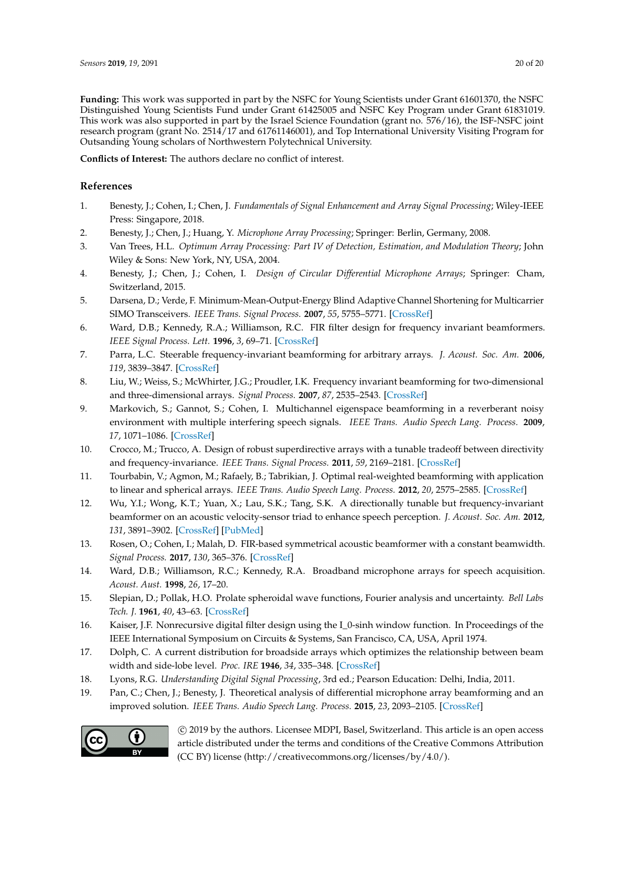**Funding:** This work was supported in part by the NSFC for Young Scientists under Grant 61601370, the NSFC Distinguished Young Scientists Fund under Grant 61425005 and NSFC Key Program under Grant 61831019. This work was also supported in part by the Israel Science Foundation (grant no. 576/16), the ISF-NSFC joint research program (grant No. 2514/17 and 61761146001), and Top International University Visiting Program for Outsanding Young scholars of Northwestern Polytechnical University.

**Conflicts of Interest:** The authors declare no conflict of interest.

## References

1. Benesty, J.; Cohen, I.; Chen, J. *Fundamentals of Signal Enhancement and Array Signal Processing*; Wiley-IEEE Press: Singapore, 2018.
2. Benesty, J.; Chen, J.; Huang, Y. *Microphone Array Processing*; Springer: Berlin, Germany, 2008.
3. Van Trees, H.L. *Optimum Array Processing: Part IV of Detection, Estimation, and Modulation Theory*; John Wiley & Sons: New York, NY, USA, 2004.
4. Benesty, J.; Chen, J.; Cohen, I. *Design of Circular Differential Microphone Arrays*; Springer: Cham, Switzerland, 2015.
5. Darsena, D.; Verde, F. Minimum-Mean-Output-Energy Blind Adaptive Channel Shortening for Multicarrier SIMO Transceivers. *IEEE Trans. Signal Process.* **2007**, *55*, 5755–5771. [CrossRef]
6. Ward, D.B.; Kennedy, R.A.; Williamson, R.C. FIR filter design for frequency invariant beamformers. *IEEE Signal Process. Lett.* **1996**, *3*, 69–71. [CrossRef]
7. Parra, L.C. Steerable frequency-invariant beamforming for arbitrary arrays. *J. Acoust. Soc. Am.* **2006**, *119*, 3839–3847. [CrossRef]
8. Liu, W.; Weiss, S.; McWhirter, J.G.; Proudler, I.K. Frequency invariant beamforming for two-dimensional and three-dimensional arrays. *Signal Process.* **2007**, *87*, 2535–2543. [CrossRef]
9. Markovich, S.; Gannot, S.; Cohen, I. Multichannel eigenspace beamforming in a reverberant noisy environment with multiple interfering speech signals. *IEEE Trans. Audio Speech Lang. Process.* **2009**, *17*, 1071–1086. [CrossRef]
10. Crocco, M.; Trucco, A. Design of robust superdirective arrays with a tunable tradeoff between directivity and frequency-invariance. *IEEE Trans. Signal Process.* **2011**, *59*, 2169–2181. [CrossRef]
11. Tourbabin, V.; Agmon, M.; Rafaely, B.; Tabrikian, J. Optimal real-weighted beamforming with application to linear and spherical arrays. *IEEE Trans. Audio Speech Lang. Process.* **2012**, *20*, 2575–2585. [CrossRef]
12. Wu, Y.I.; Wong, K.T.; Yuan, X.; Lau, S.K.; Tang, S.K. A directionally tunable but frequency-invariant beamformer on an acoustic velocity-sensor triad to enhance speech perception. *J. Acoust. Soc. Am.* **2012**, *131*, 3891–3902. [CrossRef] [PubMed]
13. Rosen, O.; Cohen, I.; Malah, D. FIR-based symmetrical acoustic beamformer with a constant beamwidth. *Signal Process.* **2017**, *130*, 365–376. [CrossRef]
14. Ward, D.B.; Williamson, R.C.; Kennedy, R.A. Broadband microphone arrays for speech acquisition. *Acoust. Aust.* **1998**, *26*, 17–20.
15. Slepian, D.; Pollak, H.O. Prolate spheroidal wave functions, Fourier analysis and uncertainty. *Bell Labs Tech. J.* **1961**, *40*, 43–63. [CrossRef]
16. Kaiser, J.F. Nonrecursive digital filter design using the I_0-sinh window function. In Proceedings of the IEEE International Symposium on Circuits & Systems, San Francisco, CA, USA, April 1974.
17. Dolph, C. A current distribution for broadside arrays which optimizes the relationship between beam width and side-lobe level. *Proc. IRE* **1946**, *34*, 335–348. [CrossRef]
18. Lyons, R.G. *Understanding Digital Signal Processing*, 3rd ed.; Pearson Education: Delhi, India, 2011.
19. Pan, C.; Chen, J.; Benesty, J. Theoretical analysis of differential microphone array beamforming and an improved solution. *IEEE Trans. Audio Speech Lang. Process.* **2015**, *23*, 2093–2105. [CrossRef]

© 2019 by the authors. Licensee MDPI, Basel, Switzerland. This article is an open access article distributed under the terms and conditions of the Creative Commons Attribution (CC BY) license (http://creativecommons.org/licenses/by/4.0/).